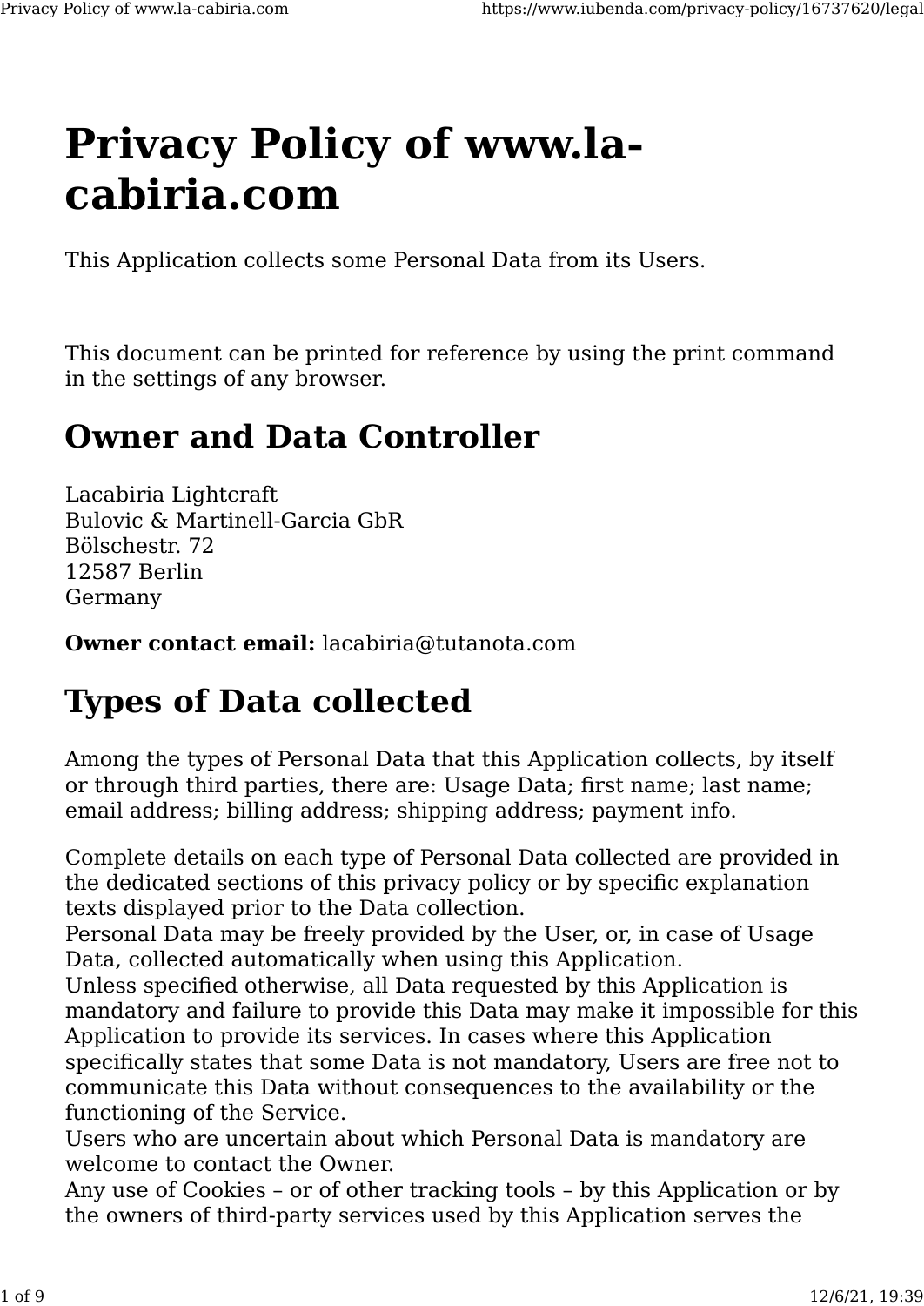# Privacy Policy of www.la-cabiria.com

This Application collects some Personal Data from its Users.

This document can be printed for reference by using the print command in the settings of any browser.

## Owner and Data Controller

Lacabiria Lightcraft
Bulovic & Martinell-Garcia GbR
Bölschestr. 72
12587 Berlin
Germany

**Owner contact email:** lacabiria@tutanota.com

## Types of Data collected

Among the types of Personal Data that this Application collects, by itself or through third parties, there are: Usage Data; first name; last name; email address; billing address; shipping address; payment info.

Complete details on each type of Personal Data collected are provided in the dedicated sections of this privacy policy or by specific explanation texts displayed prior to the Data collection.
Personal Data may be freely provided by the User, or, in case of Usage Data, collected automatically when using this Application.
Unless specified otherwise, all Data requested by this Application is mandatory and failure to provide this Data may make it impossible for this Application to provide its services. In cases where this Application specifically states that some Data is not mandatory, Users are free not to communicate this Data without consequences to the availability or the functioning of the Service.
Users who are uncertain about which Personal Data is mandatory are welcome to contact the Owner.
Any use of Cookies – or of other tracking tools – by this Application or by the owners of third-party services used by this Application serves the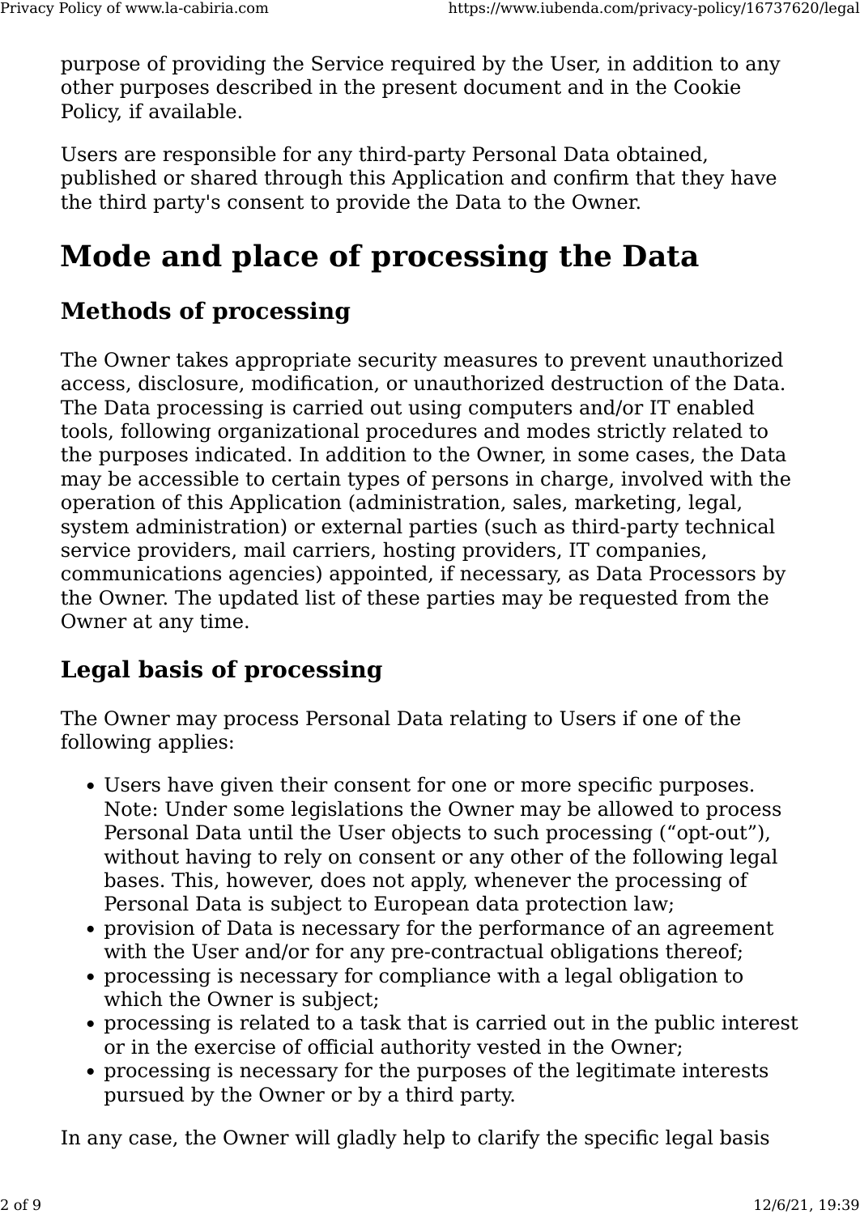purpose of providing the Service required by the User, in addition to any other purposes described in the present document and in the Cookie Policy, if available.

Users are responsible for any third-party Personal Data obtained, published or shared through this Application and confirm that they have the third party's consent to provide the Data to the Owner.

# Mode and place of processing the Data

## Methods of processing

The Owner takes appropriate security measures to prevent unauthorized access, disclosure, modification, or unauthorized destruction of the Data. The Data processing is carried out using computers and/or IT enabled tools, following organizational procedures and modes strictly related to the purposes indicated. In addition to the Owner, in some cases, the Data may be accessible to certain types of persons in charge, involved with the operation of this Application (administration, sales, marketing, legal, system administration) or external parties (such as third-party technical service providers, mail carriers, hosting providers, IT companies, communications agencies) appointed, if necessary, as Data Processors by the Owner. The updated list of these parties may be requested from the Owner at any time.

## Legal basis of processing

The Owner may process Personal Data relating to Users if one of the following applies:

- Users have given their consent for one or more specific purposes. Note: Under some legislations the Owner may be allowed to process Personal Data until the User objects to such processing (“opt-out”), without having to rely on consent or any other of the following legal bases. This, however, does not apply, whenever the processing of Personal Data is subject to European data protection law;
- provision of Data is necessary for the performance of an agreement with the User and/or for any pre-contractual obligations thereof;
- processing is necessary for compliance with a legal obligation to which the Owner is subject;
- processing is related to a task that is carried out in the public interest or in the exercise of official authority vested in the Owner;
- processing is necessary for the purposes of the legitimate interests pursued by the Owner or by a third party.

In any case, the Owner will gladly help to clarify the specific legal basis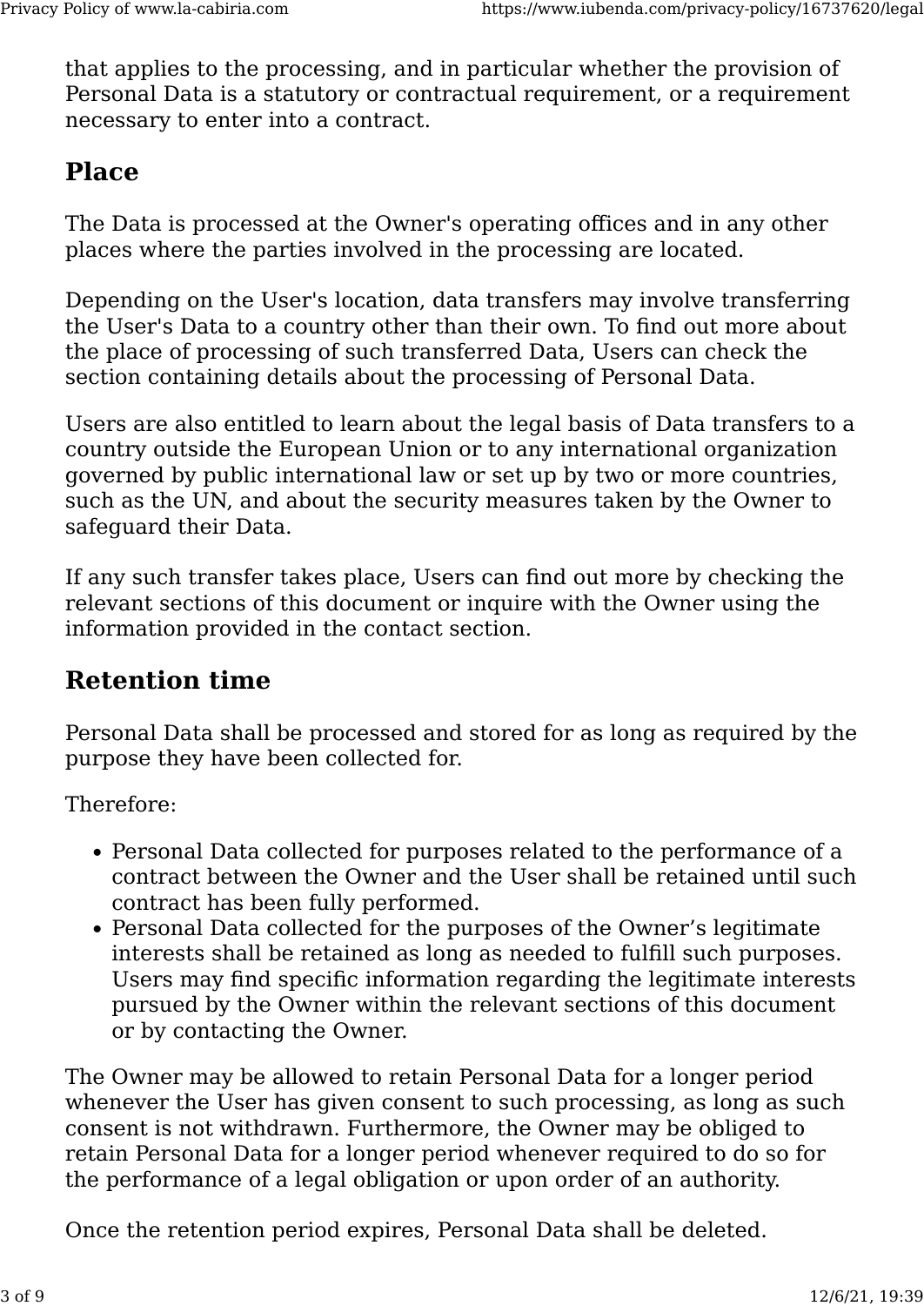that applies to the processing, and in particular whether the provision of Personal Data is a statutory or contractual requirement, or a requirement necessary to enter into a contract.

## Place

The Data is processed at the Owner's operating offices and in any other places where the parties involved in the processing are located.

Depending on the User's location, data transfers may involve transferring the User's Data to a country other than their own. To find out more about the place of processing of such transferred Data, Users can check the section containing details about the processing of Personal Data.

Users are also entitled to learn about the legal basis of Data transfers to a country outside the European Union or to any international organization governed by public international law or set up by two or more countries, such as the UN, and about the security measures taken by the Owner to safeguard their Data.

If any such transfer takes place, Users can find out more by checking the relevant sections of this document or inquire with the Owner using the information provided in the contact section.

## Retention time

Personal Data shall be processed and stored for as long as required by the purpose they have been collected for.

Therefore:

- Personal Data collected for purposes related to the performance of a contract between the Owner and the User shall be retained until such contract has been fully performed.
- Personal Data collected for the purposes of the Owner's legitimate interests shall be retained as long as needed to fulfill such purposes. Users may find specific information regarding the legitimate interests pursued by the Owner within the relevant sections of this document or by contacting the Owner.

The Owner may be allowed to retain Personal Data for a longer period whenever the User has given consent to such processing, as long as such consent is not withdrawn. Furthermore, the Owner may be obliged to retain Personal Data for a longer period whenever required to do so for the performance of a legal obligation or upon order of an authority.

Once the retention period expires, Personal Data shall be deleted.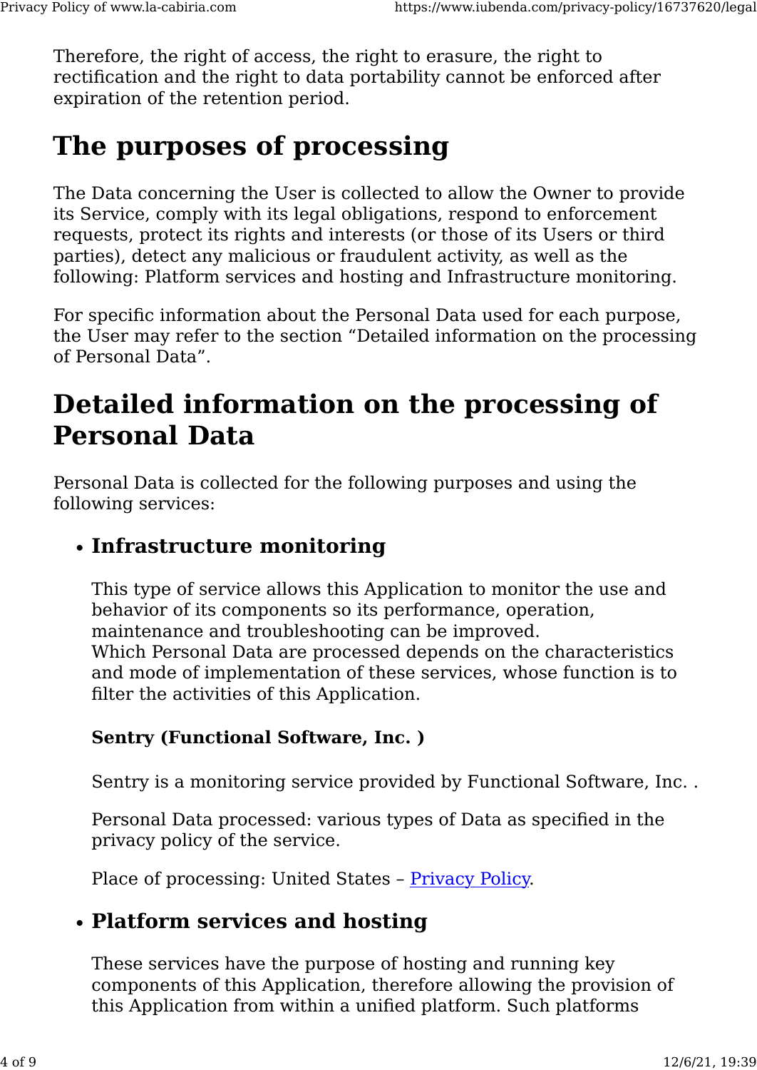Therefore, the right of access, the right to erasure, the right to rectification and the right to data portability cannot be enforced after expiration of the retention period.

# The purposes of processing

The Data concerning the User is collected to allow the Owner to provide its Service, comply with its legal obligations, respond to enforcement requests, protect its rights and interests (or those of its Users or third parties), detect any malicious or fraudulent activity, as well as the following: Platform services and hosting and Infrastructure monitoring.

For specific information about the Personal Data used for each purpose, the User may refer to the section “Detailed information on the processing of Personal Data”.

# Detailed information on the processing of Personal Data

Personal Data is collected for the following purposes and using the following services:

- **Infrastructure monitoring**

  This type of service allows this Application to monitor the use and behavior of its components so its performance, operation, maintenance and troubleshooting can be improved.
  Which Personal Data are processed depends on the characteristics and mode of implementation of these services, whose function is to filter the activities of this Application.

  **Sentry (Functional Software, Inc. )**

  Sentry is a monitoring service provided by Functional Software, Inc. .

  Personal Data processed: various types of Data as specified in the privacy policy of the service.

  Place of processing: United States – Privacy Policy.

- **Platform services and hosting**

  These services have the purpose of hosting and running key components of this Application, therefore allowing the provision of this Application from within a unified platform. Such platforms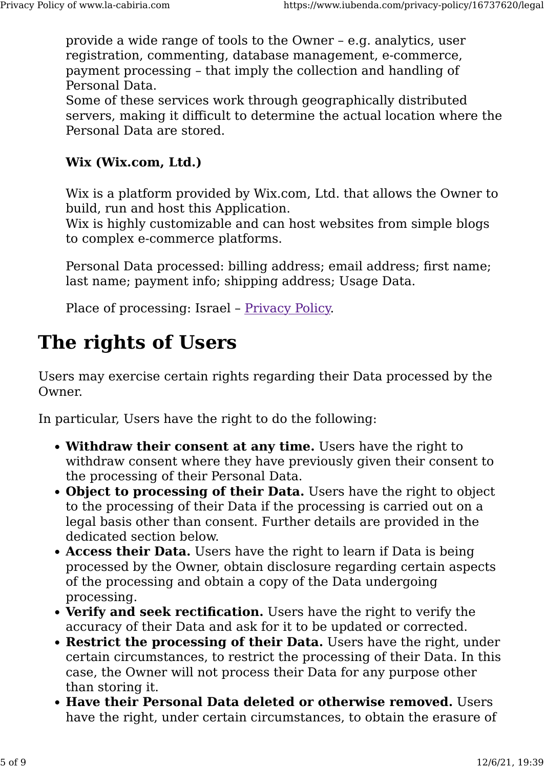provide a wide range of tools to the Owner – e.g. analytics, user registration, commenting, database management, e-commerce, payment processing – that imply the collection and handling of Personal Data.
Some of these services work through geographically distributed servers, making it difficult to determine the actual location where the Personal Data are stored.

**Wix (Wix.com, Ltd.)**

Wix is a platform provided by Wix.com, Ltd. that allows the Owner to build, run and host this Application.
Wix is highly customizable and can host websites from simple blogs to complex e-commerce platforms.

Personal Data processed: billing address; email address; first name; last name; payment info; shipping address; Usage Data.

Place of processing: Israel – Privacy Policy.

# The rights of Users

Users may exercise certain rights regarding their Data processed by the Owner.

In particular, Users have the right to do the following:

- **Withdraw their consent at any time.** Users have the right to withdraw consent where they have previously given their consent to the processing of their Personal Data.
- **Object to processing of their Data.** Users have the right to object to the processing of their Data if the processing is carried out on a legal basis other than consent. Further details are provided in the dedicated section below.
- **Access their Data.** Users have the right to learn if Data is being processed by the Owner, obtain disclosure regarding certain aspects of the processing and obtain a copy of the Data undergoing processing.
- **Verify and seek rectification.** Users have the right to verify the accuracy of their Data and ask for it to be updated or corrected.
- **Restrict the processing of their Data.** Users have the right, under certain circumstances, to restrict the processing of their Data. In this case, the Owner will not process their Data for any purpose other than storing it.
- **Have their Personal Data deleted or otherwise removed.** Users have the right, under certain circumstances, to obtain the erasure of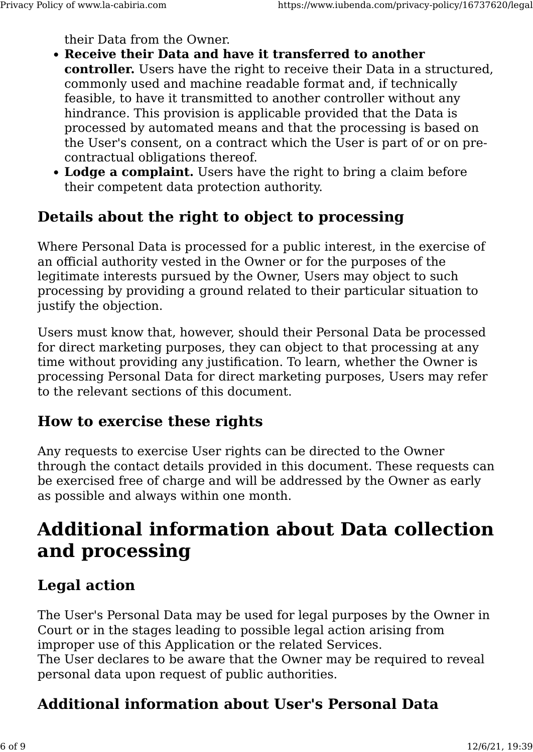their Data from the Owner.

- **Receive their Data and have it transferred to another controller.** Users have the right to receive their Data in a structured, commonly used and machine readable format and, if technically feasible, to have it transmitted to another controller without any hindrance. This provision is applicable provided that the Data is processed by automated means and that the processing is based on the User's consent, on a contract which the User is part of or on pre-contractual obligations thereof.
- **Lodge a complaint.** Users have the right to bring a claim before their competent data protection authority.

## Details about the right to object to processing

Where Personal Data is processed for a public interest, in the exercise of an official authority vested in the Owner or for the purposes of the legitimate interests pursued by the Owner, Users may object to such processing by providing a ground related to their particular situation to justify the objection.

Users must know that, however, should their Personal Data be processed for direct marketing purposes, they can object to that processing at any time without providing any justification. To learn, whether the Owner is processing Personal Data for direct marketing purposes, Users may refer to the relevant sections of this document.

## How to exercise these rights

Any requests to exercise User rights can be directed to the Owner through the contact details provided in this document. These requests can be exercised free of charge and will be addressed by the Owner as early as possible and always within one month.

# Additional information about Data collection and processing

## Legal action

The User's Personal Data may be used for legal purposes by the Owner in Court or in the stages leading to possible legal action arising from improper use of this Application or the related Services.
The User declares to be aware that the Owner may be required to reveal personal data upon request of public authorities.

## Additional information about User's Personal Data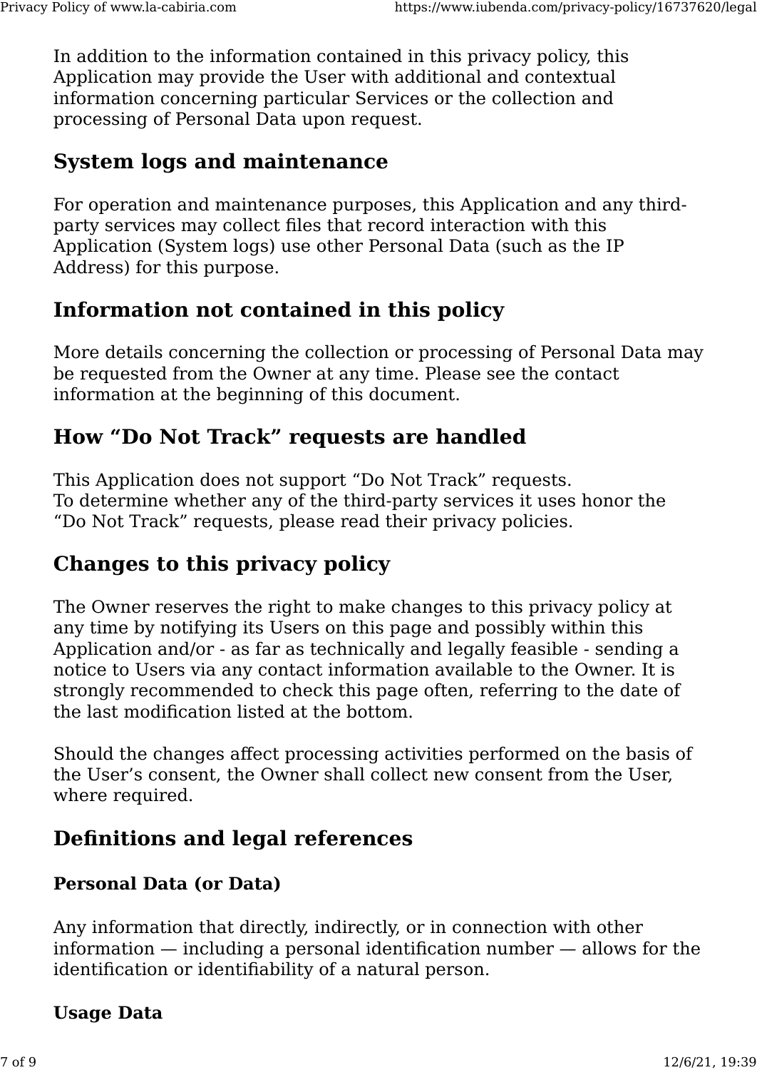In addition to the information contained in this privacy policy, this Application may provide the User with additional and contextual information concerning particular Services or the collection and processing of Personal Data upon request.

## System logs and maintenance

For operation and maintenance purposes, this Application and any third-party services may collect files that record interaction with this Application (System logs) use other Personal Data (such as the IP Address) for this purpose.

## Information not contained in this policy

More details concerning the collection or processing of Personal Data may be requested from the Owner at any time. Please see the contact information at the beginning of this document.

## How “Do Not Track” requests are handled

This Application does not support “Do Not Track” requests.
To determine whether any of the third-party services it uses honor the “Do Not Track” requests, please read their privacy policies.

## Changes to this privacy policy

The Owner reserves the right to make changes to this privacy policy at any time by notifying its Users on this page and possibly within this Application and/or - as far as technically and legally feasible - sending a notice to Users via any contact information available to the Owner. It is strongly recommended to check this page often, referring to the date of the last modification listed at the bottom.

Should the changes affect processing activities performed on the basis of the User’s consent, the Owner shall collect new consent from the User, where required.

## Definitions and legal references

### Personal Data (or Data)

Any information that directly, indirectly, or in connection with other information — including a personal identification number — allows for the identification or identifiability of a natural person.

### Usage Data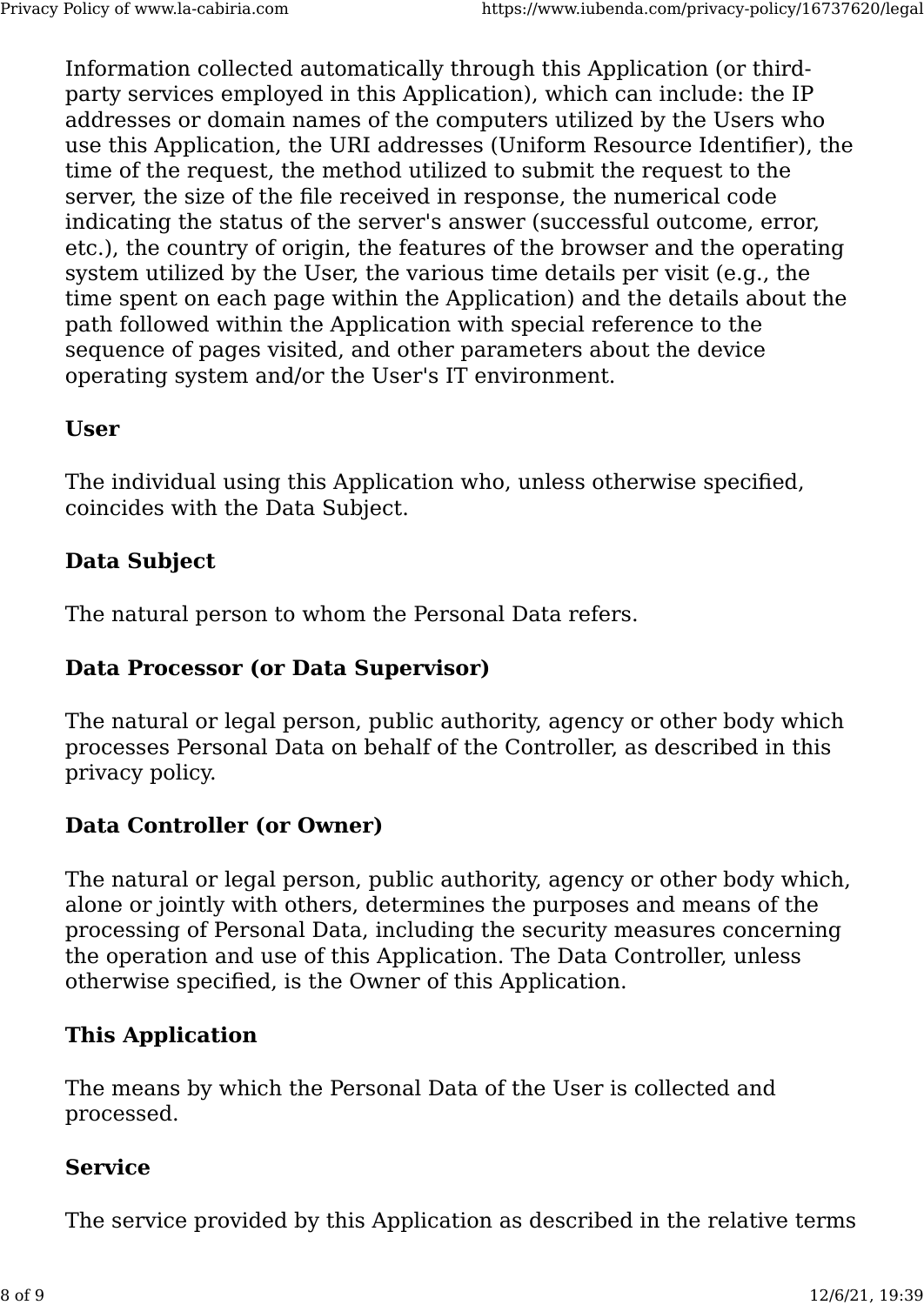Information collected automatically through this Application (or third-party services employed in this Application), which can include: the IP addresses or domain names of the computers utilized by the Users who use this Application, the URI addresses (Uniform Resource Identifier), the time of the request, the method utilized to submit the request to the server, the size of the file received in response, the numerical code indicating the status of the server's answer (successful outcome, error, etc.), the country of origin, the features of the browser and the operating system utilized by the User, the various time details per visit (e.g., the time spent on each page within the Application) and the details about the path followed within the Application with special reference to the sequence of pages visited, and other parameters about the device operating system and/or the User's IT environment.

**User**

The individual using this Application who, unless otherwise specified, coincides with the Data Subject.

**Data Subject**

The natural person to whom the Personal Data refers.

**Data Processor (or Data Supervisor)**

The natural or legal person, public authority, agency or other body which processes Personal Data on behalf of the Controller, as described in this privacy policy.

**Data Controller (or Owner)**

The natural or legal person, public authority, agency or other body which, alone or jointly with others, determines the purposes and means of the processing of Personal Data, including the security measures concerning the operation and use of this Application. The Data Controller, unless otherwise specified, is the Owner of this Application.

**This Application**

The means by which the Personal Data of the User is collected and processed.

**Service**

The service provided by this Application as described in the relative terms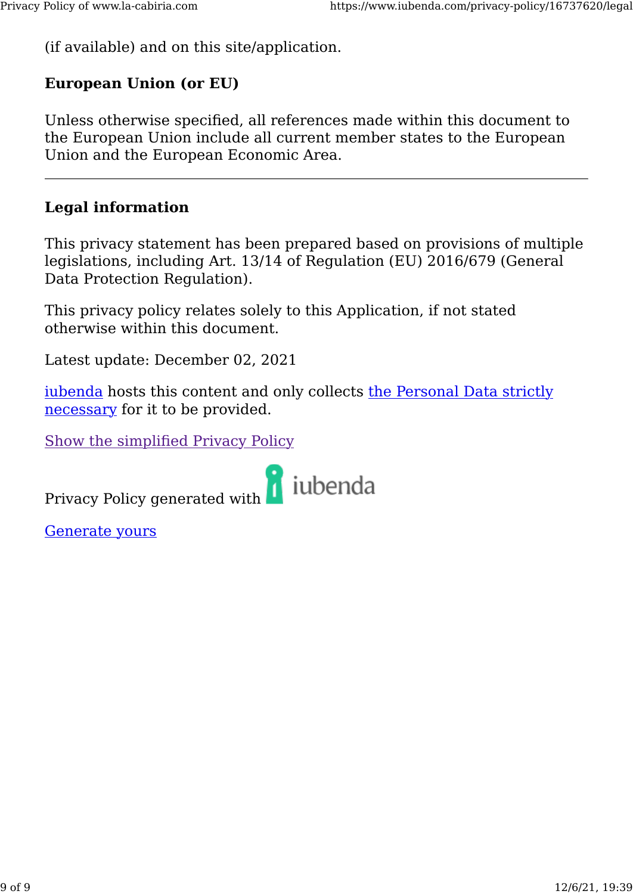(if available) and on this site/application.

### European Union (or EU)

Unless otherwise specified, all references made within this document to the European Union include all current member states to the European Union and the European Economic Area.

---

## Legal information

This privacy statement has been prepared based on provisions of multiple legislations, including Art. 13/14 of Regulation (EU) 2016/679 (General Data Protection Regulation).

This privacy policy relates solely to this Application, if not stated otherwise within this document.

Latest update: December 02, 2021

iubenda hosts this content and only collects the Personal Data strictly necessary for it to be provided.

Show the simplified Privacy Policy

Privacy Policy generated with iubenda

Generate yours